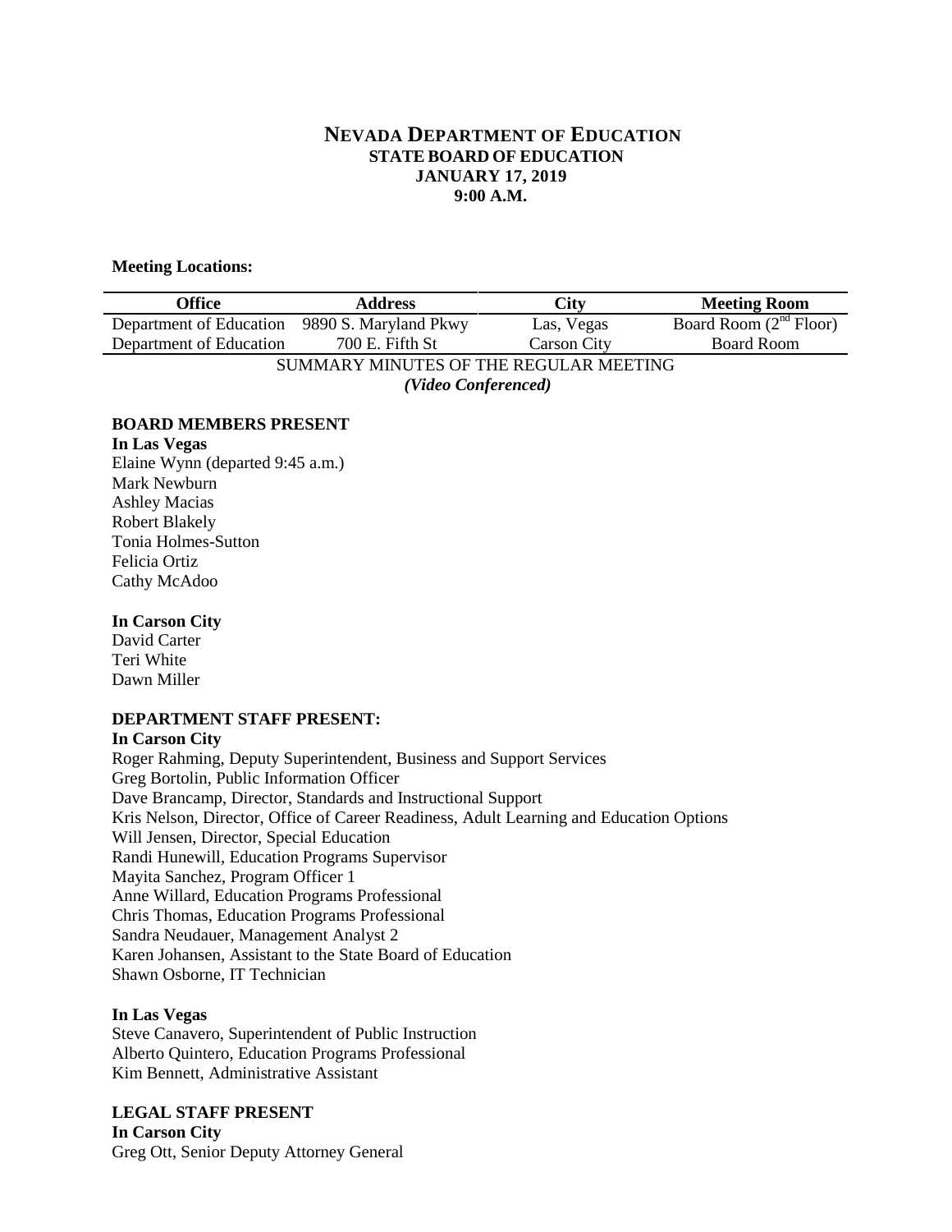# NEVADA DEPARTMENT OF EDUCATION
## STATE BOARD OF EDUCATION
## JANUARY 17, 2019
## 9:00 A.M.

**Meeting Locations:**

| Office | Address | City | Meeting Room |
|---|---|---|---|
| Department of Education | 9890 S. Maryland Pkwy | Las, Vegas | Board Room (2nd Floor) |
| Department of Education | 700 E. Fifth St | Carson City | Board Room |

SUMMARY MINUTES OF THE REGULAR MEETING
*(Video Conferenced)*

**BOARD MEMBERS PRESENT**

**In Las Vegas**

Elaine Wynn (departed 9:45 a.m.)
Mark Newburn
Ashley Macias
Robert Blakely
Tonia Holmes-Sutton
Felicia Ortiz
Cathy McAdoo

**In Carson City**

David Carter
Teri White
Dawn Miller

**DEPARTMENT STAFF PRESENT:**

**In Carson City**

Roger Rahming, Deputy Superintendent, Business and Support Services
Greg Bortolin, Public Information Officer
Dave Brancamp, Director, Standards and Instructional Support
Kris Nelson, Director, Office of Career Readiness, Adult Learning and Education Options
Will Jensen, Director, Special Education
Randi Hunewill, Education Programs Supervisor
Mayita Sanchez, Program Officer 1
Anne Willard, Education Programs Professional
Chris Thomas, Education Programs Professional
Sandra Neudauer, Management Analyst 2
Karen Johansen, Assistant to the State Board of Education
Shawn Osborne, IT Technician

**In Las Vegas**

Steve Canavero, Superintendent of Public Instruction
Alberto Quintero, Education Programs Professional
Kim Bennett, Administrative Assistant

**LEGAL STAFF PRESENT**

**In Carson City**

Greg Ott, Senior Deputy Attorney General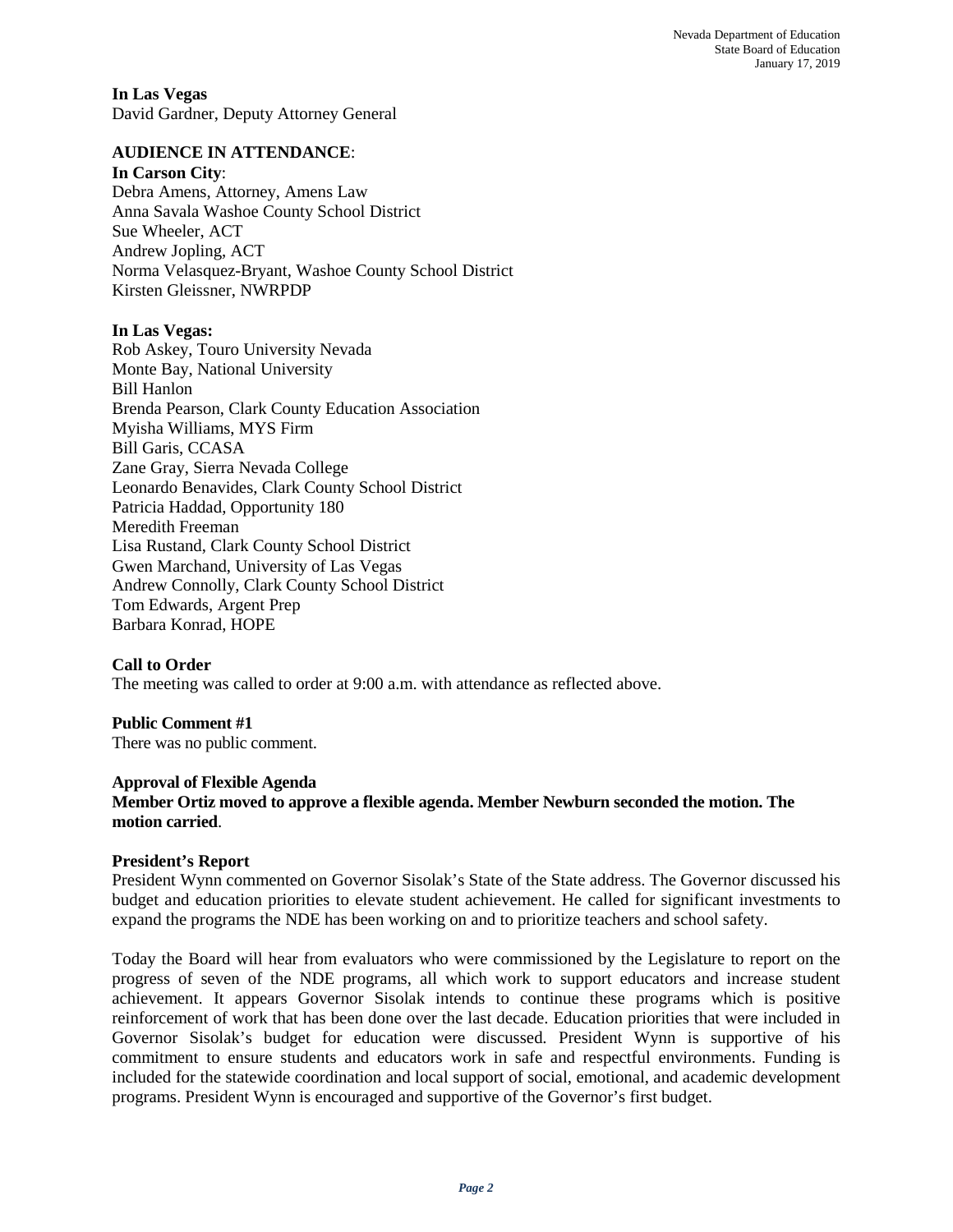**In Las Vegas**
David Gardner, Deputy Attorney General

**AUDIENCE IN ATTENDANCE**:

**In Carson City**:
Debra Amens, Attorney, Amens Law
Anna Savala Washoe County School District
Sue Wheeler, ACT
Andrew Jopling, ACT
Norma Velasquez-Bryant, Washoe County School District
Kirsten Gleissner, NWRPDP

**In Las Vegas:**
Rob Askey, Touro University Nevada
Monte Bay, National University
Bill Hanlon
Brenda Pearson, Clark County Education Association
Myisha Williams, MYS Firm
Bill Garis, CCASA
Zane Gray, Sierra Nevada College
Leonardo Benavides, Clark County School District
Patricia Haddad, Opportunity 180
Meredith Freeman
Lisa Rustand, Clark County School District
Gwen Marchand, University of Las Vegas
Andrew Connolly, Clark County School District
Tom Edwards, Argent Prep
Barbara Konrad, HOPE

**Call to Order**
The meeting was called to order at 9:00 a.m. with attendance as reflected above.

**Public Comment #1**
There was no public comment.

**Approval of Flexible Agenda**
**Member Ortiz moved to approve a flexible agenda. Member Newburn seconded the motion. The motion carried**.

**President's Report**
President Wynn commented on Governor Sisolak's State of the State address. The Governor discussed his budget and education priorities to elevate student achievement. He called for significant investments to expand the programs the NDE has been working on and to prioritize teachers and school safety.

Today the Board will hear from evaluators who were commissioned by the Legislature to report on the progress of seven of the NDE programs, all which work to support educators and increase student achievement. It appears Governor Sisolak intends to continue these programs which is positive reinforcement of work that has been done over the last decade. Education priorities that were included in Governor Sisolak's budget for education were discussed. President Wynn is supportive of his commitment to ensure students and educators work in safe and respectful environments. Funding is included for the statewide coordination and local support of social, emotional, and academic development programs. President Wynn is encouraged and supportive of the Governor's first budget.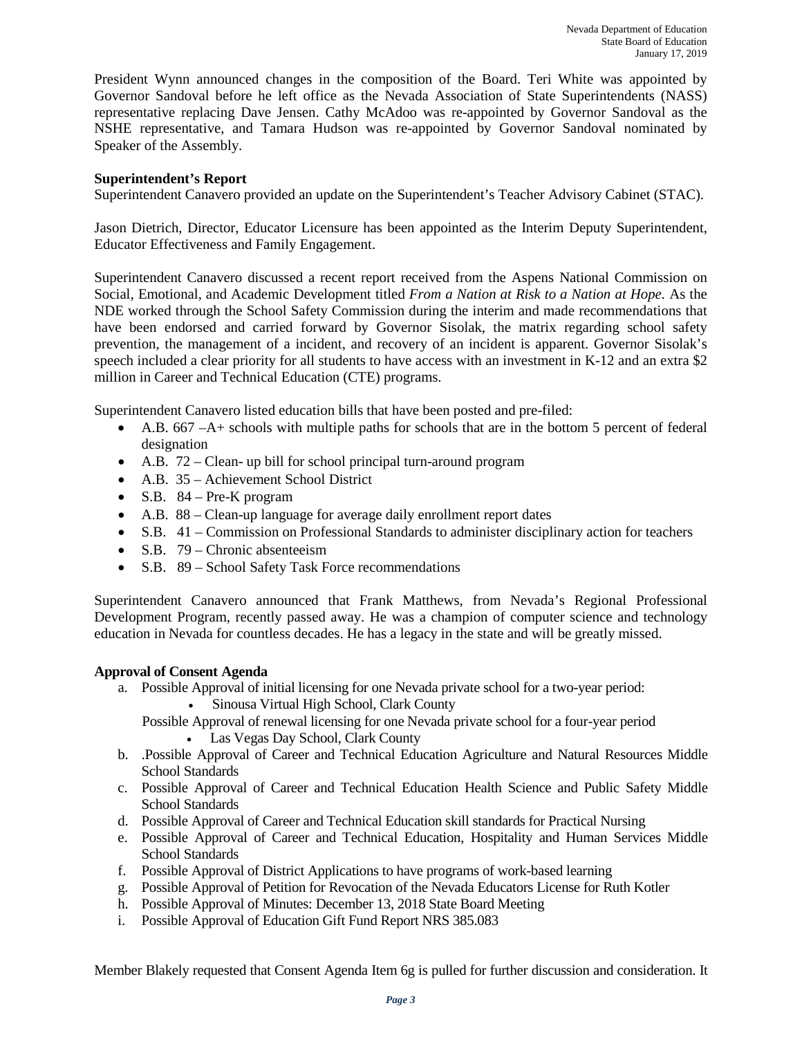President Wynn announced changes in the composition of the Board. Teri White was appointed by Governor Sandoval before he left office as the Nevada Association of State Superintendents (NASS) representative replacing Dave Jensen. Cathy McAdoo was re-appointed by Governor Sandoval as the NSHE representative, and Tamara Hudson was re-appointed by Governor Sandoval nominated by Speaker of the Assembly.

**Superintendent's Report**
Superintendent Canavero provided an update on the Superintendent's Teacher Advisory Cabinet (STAC).

Jason Dietrich, Director, Educator Licensure has been appointed as the Interim Deputy Superintendent, Educator Effectiveness and Family Engagement.

Superintendent Canavero discussed a recent report received from the Aspens National Commission on Social, Emotional, and Academic Development titled *From a Nation at Risk to a Nation at Hope.* As the NDE worked through the School Safety Commission during the interim and made recommendations that have been endorsed and carried forward by Governor Sisolak, the matrix regarding school safety prevention, the management of a incident, and recovery of an incident is apparent. Governor Sisolak's speech included a clear priority for all students to have access with an investment in K-12 and an extra $2 million in Career and Technical Education (CTE) programs.

Superintendent Canavero listed education bills that have been posted and pre-filed:

- A.B. 667 –A+ schools with multiple paths for schools that are in the bottom 5 percent of federal designation
- A.B. 72 – Clean- up bill for school principal turn-around program
- A.B. 35 – Achievement School District
- S.B. 84 – Pre-K program
- A.B. 88 – Clean-up language for average daily enrollment report dates
- S.B. 41 – Commission on Professional Standards to administer disciplinary action for teachers
- S.B. 79 – Chronic absenteeism
- S.B. 89 – School Safety Task Force recommendations

Superintendent Canavero announced that Frank Matthews, from Nevada's Regional Professional Development Program, recently passed away. He was a champion of computer science and technology education in Nevada for countless decades. He has a legacy in the state and will be greatly missed.

**Approval of Consent Agenda**

a. Possible Approval of initial licensing for one Nevada private school for a two-year period:
   - Sinousa Virtual High School, Clark County

   Possible Approval of renewal licensing for one Nevada private school for a four-year period
   - Las Vegas Day School, Clark County
b. .Possible Approval of Career and Technical Education Agriculture and Natural Resources Middle School Standards
c. Possible Approval of Career and Technical Education Health Science and Public Safety Middle School Standards
d. Possible Approval of Career and Technical Education skill standards for Practical Nursing
e. Possible Approval of Career and Technical Education, Hospitality and Human Services Middle School Standards
f. Possible Approval of District Applications to have programs of work-based learning
g. Possible Approval of Petition for Revocation of the Nevada Educators License for Ruth Kotler
h. Possible Approval of Minutes: December 13, 2018 State Board Meeting
i. Possible Approval of Education Gift Fund Report NRS 385.083

Member Blakely requested that Consent Agenda Item 6g is pulled for further discussion and consideration. It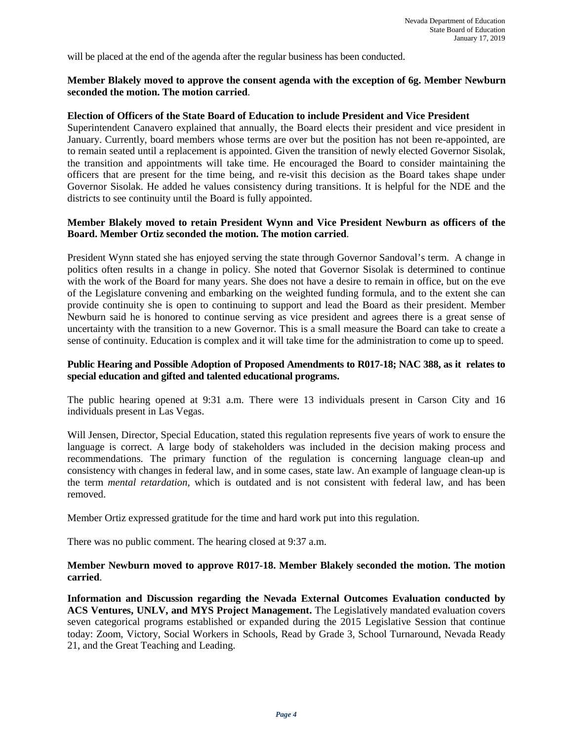will be placed at the end of the agenda after the regular business has been conducted.

**Member Blakely moved to approve the consent agenda with the exception of 6g. Member Newburn seconded the motion. The motion carried**.

**Election of Officers of the State Board of Education to include President and Vice President**
Superintendent Canavero explained that annually, the Board elects their president and vice president in January. Currently, board members whose terms are over but the position has not been re-appointed, are to remain seated until a replacement is appointed. Given the transition of newly elected Governor Sisolak, the transition and appointments will take time. He encouraged the Board to consider maintaining the officers that are present for the time being, and re-visit this decision as the Board takes shape under Governor Sisolak. He added he values consistency during transitions. It is helpful for the NDE and the districts to see continuity until the Board is fully appointed.

**Member Blakely moved to retain President Wynn and Vice President Newburn as officers of the Board. Member Ortiz seconded the motion. The motion carried**.

President Wynn stated she has enjoyed serving the state through Governor Sandoval's term. A change in politics often results in a change in policy. She noted that Governor Sisolak is determined to continue with the work of the Board for many years. She does not have a desire to remain in office, but on the eve of the Legislature convening and embarking on the weighted funding formula, and to the extent she can provide continuity she is open to continuing to support and lead the Board as their president. Member Newburn said he is honored to continue serving as vice president and agrees there is a great sense of uncertainty with the transition to a new Governor. This is a small measure the Board can take to create a sense of continuity. Education is complex and it will take time for the administration to come up to speed.

**Public Hearing and Possible Adoption of Proposed Amendments to R017-18; NAC 388, as it relates to special education and gifted and talented educational programs.**

The public hearing opened at 9:31 a.m. There were 13 individuals present in Carson City and 16 individuals present in Las Vegas.

Will Jensen, Director, Special Education, stated this regulation represents five years of work to ensure the language is correct. A large body of stakeholders was included in the decision making process and recommendations. The primary function of the regulation is concerning language clean-up and consistency with changes in federal law, and in some cases, state law. An example of language clean-up is the term *mental retardation,* which is outdated and is not consistent with federal law, and has been removed.

Member Ortiz expressed gratitude for the time and hard work put into this regulation.

There was no public comment. The hearing closed at 9:37 a.m.

**Member Newburn moved to approve R017-18. Member Blakely seconded the motion. The motion carried**.

**Information and Discussion regarding the Nevada External Outcomes Evaluation conducted by ACS Ventures, UNLV, and MYS Project Management.** The Legislatively mandated evaluation covers seven categorical programs established or expanded during the 2015 Legislative Session that continue today: Zoom, Victory, Social Workers in Schools, Read by Grade 3, School Turnaround, Nevada Ready 21, and the Great Teaching and Leading.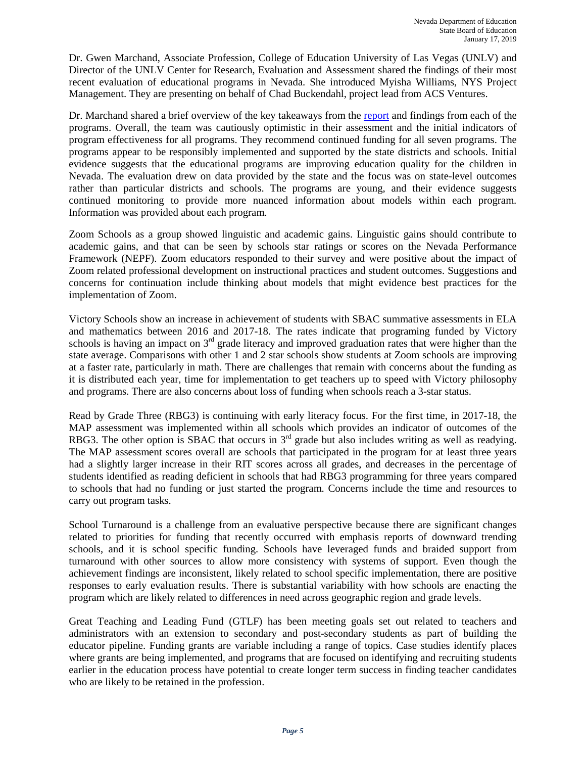Dr. Gwen Marchand, Associate Profession, College of Education University of Las Vegas (UNLV) and Director of the UNLV Center for Research, Evaluation and Assessment shared the findings of their most recent evaluation of educational programs in Nevada. She introduced Myisha Williams, NYS Project Management. They are presenting on behalf of Chad Buckendahl, project lead from ACS Ventures.

Dr. Marchand shared a brief overview of the key takeaways from the [report](report) and findings from each of the programs. Overall, the team was cautiously optimistic in their assessment and the initial indicators of program effectiveness for all programs. They recommend continued funding for all seven programs. The programs appear to be responsibly implemented and supported by the state districts and schools. Initial evidence suggests that the educational programs are improving education quality for the children in Nevada. The evaluation drew on data provided by the state and the focus was on state-level outcomes rather than particular districts and schools. The programs are young, and their evidence suggests continued monitoring to provide more nuanced information about models within each program. Information was provided about each program.

Zoom Schools as a group showed linguistic and academic gains. Linguistic gains should contribute to academic gains, and that can be seen by schools star ratings or scores on the Nevada Performance Framework (NEPF). Zoom educators responded to their survey and were positive about the impact of Zoom related professional development on instructional practices and student outcomes. Suggestions and concerns for continuation include thinking about models that might evidence best practices for the implementation of Zoom.

Victory Schools show an increase in achievement of students with SBAC summative assessments in ELA and mathematics between 2016 and 2017-18. The rates indicate that programing funded by Victory schools is having an impact on 3rd grade literacy and improved graduation rates that were higher than the state average. Comparisons with other 1 and 2 star schools show students at Zoom schools are improving at a faster rate, particularly in math. There are challenges that remain with concerns about the funding as it is distributed each year, time for implementation to get teachers up to speed with Victory philosophy and programs. There are also concerns about loss of funding when schools reach a 3-star status.

Read by Grade Three (RBG3) is continuing with early literacy focus. For the first time, in 2017-18, the MAP assessment was implemented within all schools which provides an indicator of outcomes of the RBG3. The other option is SBAC that occurs in 3rd grade but also includes writing as well as readying. The MAP assessment scores overall are schools that participated in the program for at least three years had a slightly larger increase in their RIT scores across all grades, and decreases in the percentage of students identified as reading deficient in schools that had RBG3 programming for three years compared to schools that had no funding or just started the program. Concerns include the time and resources to carry out program tasks.

School Turnaround is a challenge from an evaluative perspective because there are significant changes related to priorities for funding that recently occurred with emphasis reports of downward trending schools, and it is school specific funding. Schools have leveraged funds and braided support from turnaround with other sources to allow more consistency with systems of support. Even though the achievement findings are inconsistent, likely related to school specific implementation, there are positive responses to early evaluation results. There is substantial variability with how schools are enacting the program which are likely related to differences in need across geographic region and grade levels.

Great Teaching and Leading Fund (GTLF) has been meeting goals set out related to teachers and administrators with an extension to secondary and post-secondary students as part of building the educator pipeline. Funding grants are variable including a range of topics. Case studies identify places where grants are being implemented, and programs that are focused on identifying and recruiting students earlier in the education process have potential to create longer term success in finding teacher candidates who are likely to be retained in the profession.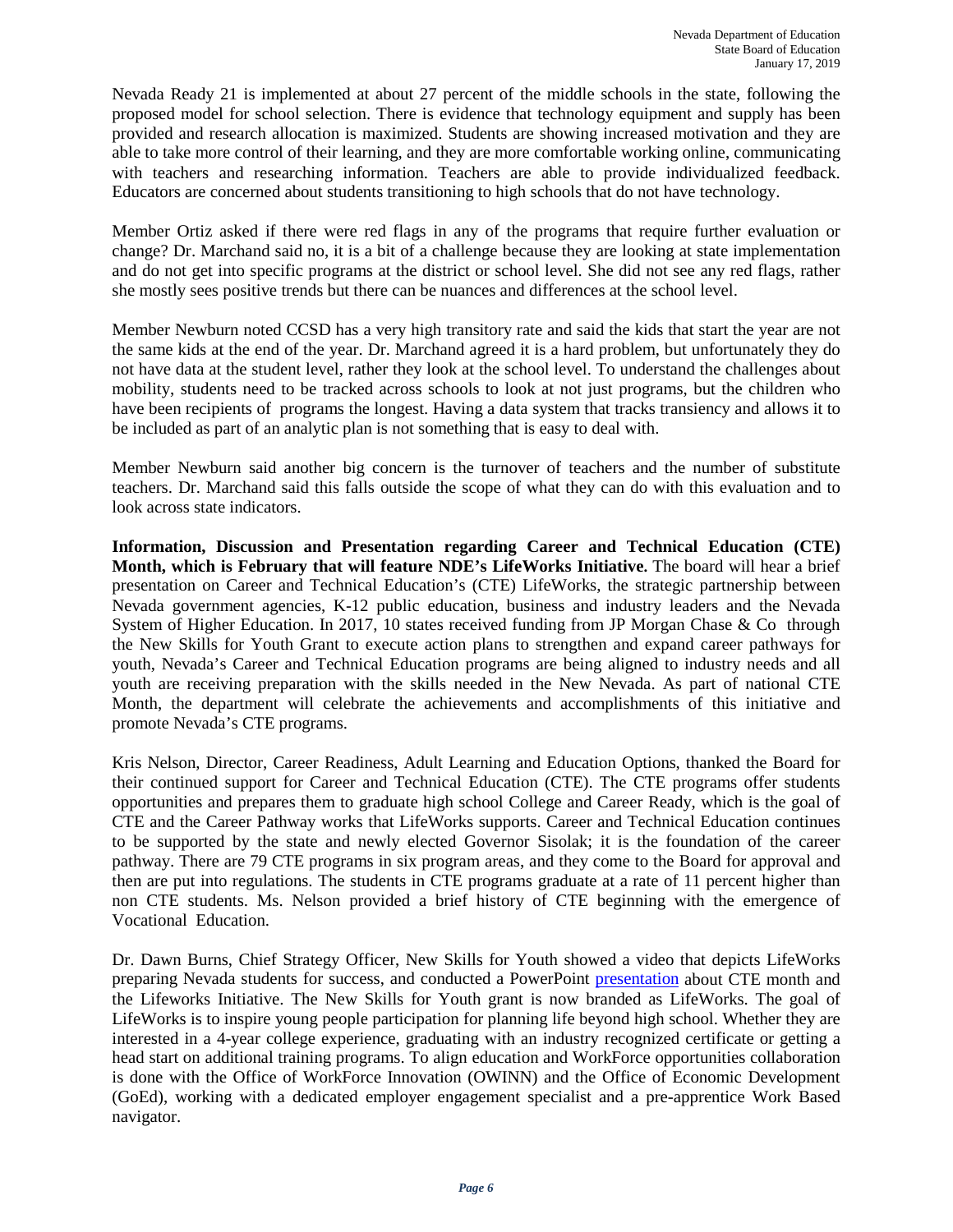Nevada Ready 21 is implemented at about 27 percent of the middle schools in the state, following the proposed model for school selection. There is evidence that technology equipment and supply has been provided and research allocation is maximized. Students are showing increased motivation and they are able to take more control of their learning, and they are more comfortable working online, communicating with teachers and researching information. Teachers are able to provide individualized feedback. Educators are concerned about students transitioning to high schools that do not have technology.

Member Ortiz asked if there were red flags in any of the programs that require further evaluation or change? Dr. Marchand said no, it is a bit of a challenge because they are looking at state implementation and do not get into specific programs at the district or school level. She did not see any red flags, rather she mostly sees positive trends but there can be nuances and differences at the school level.

Member Newburn noted CCSD has a very high transitory rate and said the kids that start the year are not the same kids at the end of the year. Dr. Marchand agreed it is a hard problem, but unfortunately they do not have data at the student level, rather they look at the school level. To understand the challenges about mobility, students need to be tracked across schools to look at not just programs, but the children who have been recipients of programs the longest. Having a data system that tracks transiency and allows it to be included as part of an analytic plan is not something that is easy to deal with.

Member Newburn said another big concern is the turnover of teachers and the number of substitute teachers. Dr. Marchand said this falls outside the scope of what they can do with this evaluation and to look across state indicators.

**Information, Discussion and Presentation regarding Career and Technical Education (CTE) Month, which is February that will feature NDE's LifeWorks Initiative.** The board will hear a brief presentation on Career and Technical Education's (CTE) LifeWorks, the strategic partnership between Nevada government agencies, K-12 public education, business and industry leaders and the Nevada System of Higher Education. In 2017, 10 states received funding from JP Morgan Chase & Co through the New Skills for Youth Grant to execute action plans to strengthen and expand career pathways for youth, Nevada's Career and Technical Education programs are being aligned to industry needs and all youth are receiving preparation with the skills needed in the New Nevada. As part of national CTE Month, the department will celebrate the achievements and accomplishments of this initiative and promote Nevada's CTE programs.

Kris Nelson, Director, Career Readiness, Adult Learning and Education Options, thanked the Board for their continued support for Career and Technical Education (CTE). The CTE programs offer students opportunities and prepares them to graduate high school College and Career Ready, which is the goal of CTE and the Career Pathway works that LifeWorks supports. Career and Technical Education continues to be supported by the state and newly elected Governor Sisolak; it is the foundation of the career pathway. There are 79 CTE programs in six program areas, and they come to the Board for approval and then are put into regulations. The students in CTE programs graduate at a rate of 11 percent higher than non CTE students. Ms. Nelson provided a brief history of CTE beginning with the emergence of Vocational Education.

Dr. Dawn Burns, Chief Strategy Officer, New Skills for Youth showed a video that depicts LifeWorks preparing Nevada students for success, and conducted a PowerPoint presentation about CTE month and the Lifeworks Initiative. The New Skills for Youth grant is now branded as LifeWorks. The goal of LifeWorks is to inspire young people participation for planning life beyond high school. Whether they are interested in a 4-year college experience, graduating with an industry recognized certificate or getting a head start on additional training programs. To align education and WorkForce opportunities collaboration is done with the Office of WorkForce Innovation (OWINN) and the Office of Economic Development (GoEd), working with a dedicated employer engagement specialist and a pre-apprentice Work Based navigator.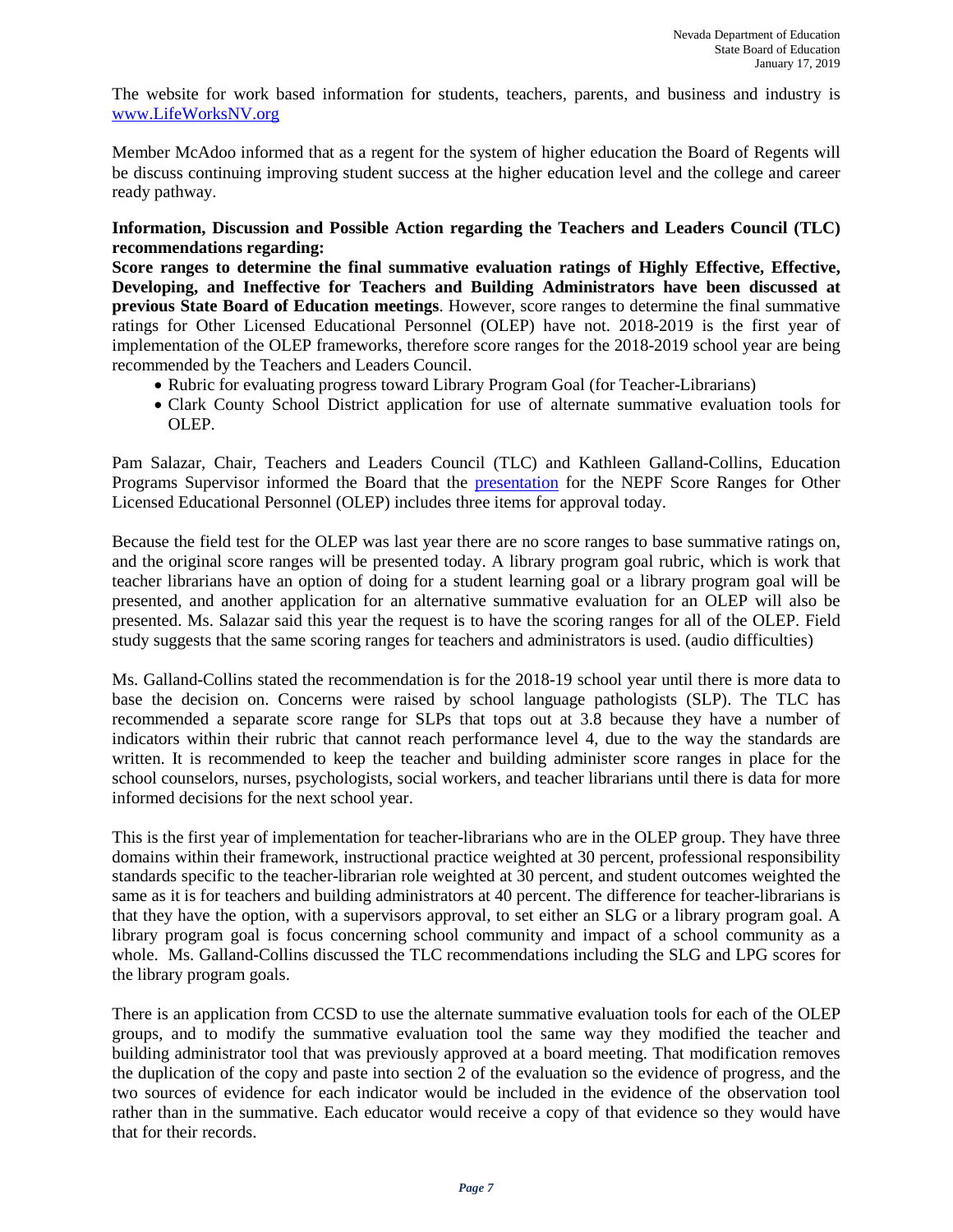The website for work based information for students, teachers, parents, and business and industry is [www.LifeWorksNV.org](www.LifeWorksNV.org)

Member McAdoo informed that as a regent for the system of higher education the Board of Regents will be discuss continuing improving student success at the higher education level and the college and career ready pathway.

**Information, Discussion and Possible Action regarding the Teachers and Leaders Council (TLC) recommendations regarding:**

**Score ranges to determine the final summative evaluation ratings of Highly Effective, Effective, Developing, and Ineffective for Teachers and Building Administrators have been discussed at previous State Board of Education meetings**. However, score ranges to determine the final summative ratings for Other Licensed Educational Personnel (OLEP) have not. 2018-2019 is the first year of implementation of the OLEP frameworks, therefore score ranges for the 2018-2019 school year are being recommended by the Teachers and Leaders Council.

- Rubric for evaluating progress toward Library Program Goal (for Teacher-Librarians)
- Clark County School District application for use of alternate summative evaluation tools for OLEP.

Pam Salazar, Chair, Teachers and Leaders Council (TLC) and Kathleen Galland-Collins, Education Programs Supervisor informed the Board that the presentation for the NEPF Score Ranges for Other Licensed Educational Personnel (OLEP) includes three items for approval today.

Because the field test for the OLEP was last year there are no score ranges to base summative ratings on, and the original score ranges will be presented today. A library program goal rubric, which is work that teacher librarians have an option of doing for a student learning goal or a library program goal will be presented, and another application for an alternative summative evaluation for an OLEP will also be presented. Ms. Salazar said this year the request is to have the scoring ranges for all of the OLEP. Field study suggests that the same scoring ranges for teachers and administrators is used. (audio difficulties)

Ms. Galland-Collins stated the recommendation is for the 2018-19 school year until there is more data to base the decision on. Concerns were raised by school language pathologists (SLP). The TLC has recommended a separate score range for SLPs that tops out at 3.8 because they have a number of indicators within their rubric that cannot reach performance level 4, due to the way the standards are written. It is recommended to keep the teacher and building administer score ranges in place for the school counselors, nurses, psychologists, social workers, and teacher librarians until there is data for more informed decisions for the next school year.

This is the first year of implementation for teacher-librarians who are in the OLEP group. They have three domains within their framework, instructional practice weighted at 30 percent, professional responsibility standards specific to the teacher-librarian role weighted at 30 percent, and student outcomes weighted the same as it is for teachers and building administrators at 40 percent. The difference for teacher-librarians is that they have the option, with a supervisors approval, to set either an SLG or a library program goal. A library program goal is focus concerning school community and impact of a school community as a whole. Ms. Galland-Collins discussed the TLC recommendations including the SLG and LPG scores for the library program goals.

There is an application from CCSD to use the alternate summative evaluation tools for each of the OLEP groups, and to modify the summative evaluation tool the same way they modified the teacher and building administrator tool that was previously approved at a board meeting. That modification removes the duplication of the copy and paste into section 2 of the evaluation so the evidence of progress, and the two sources of evidence for each indicator would be included in the evidence of the observation tool rather than in the summative. Each educator would receive a copy of that evidence so they would have that for their records.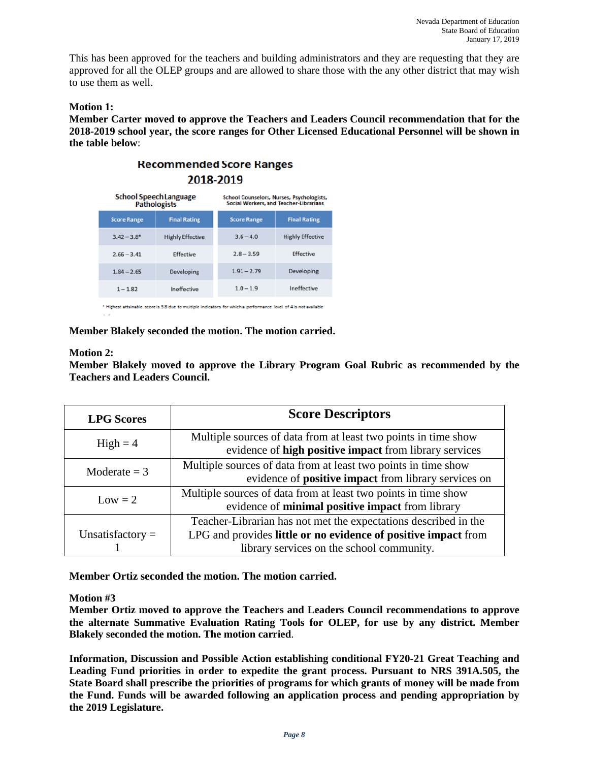This has been approved for the teachers and building administrators and they are requesting that they are approved for all the OLEP groups and are allowed to share those with the any other district that may wish to use them as well.

**Motion 1:**
**Member Carter moved to approve the Teachers and Leaders Council recommendation that for the 2018-2019 school year, the score ranges for Other Licensed Educational Personnel will be shown in the table below**:

**Recommended Score Ranges**
**2018-2019**

| School Speech Language Pathologists | | School Counselors, Nurses, Psychologists, Social Workers, and Teacher-Librarians | |
|---|---|---|---|
| Score Range | Final Rating | Score Range | Final Rating |
| 3.42 – 3.8* | Highly Effective | 3.6 – 4.0 | Highly Effective |
| 2.66 – 3.41 | Effective | 2.8 – 3.59 | Effective |
| 1.84 – 2.65 | Developing | 1.91 – 2.79 | Developing |
| 1 – 1.82 | Ineffective | 1.0 – 1.9 | Ineffective |

* Highest attainable score is 3.8 due to multiple indicators for which a performance level of 4 is not available

**Member Blakely seconded the motion. The motion carried.**

**Motion 2:**
**Member Blakely moved to approve the Library Program Goal Rubric as recommended by the Teachers and Leaders Council.**

| LPG Scores | Score Descriptors |
|---|---|
| High = 4 | Multiple sources of data from at least two points in time show evidence of **high positive impact** from library services |
| Moderate = 3 | Multiple sources of data from at least two points in time show evidence of **positive impact** from library services on |
| Low = 2 | Multiple sources of data from at least two points in time show evidence of **minimal positive impact** from library |
| Unsatisfactory = 1 | Teacher-Librarian has not met the expectations described in the LPG and provides **little or no evidence of positive impact** from library services on the school community. |

**Member Ortiz seconded the motion. The motion carried.**

**Motion #3**
**Member Ortiz moved to approve the Teachers and Leaders Council recommendations to approve the alternate Summative Evaluation Rating Tools for OLEP, for use by any district. Member Blakely seconded the motion. The motion carried**.

**Information, Discussion and Possible Action establishing conditional FY20-21 Great Teaching and Leading Fund priorities in order to expedite the grant process. Pursuant to NRS 391A.505, the State Board shall prescribe the priorities of programs for which grants of money will be made from the Fund. Funds will be awarded following an application process and pending appropriation by the 2019 Legislature.**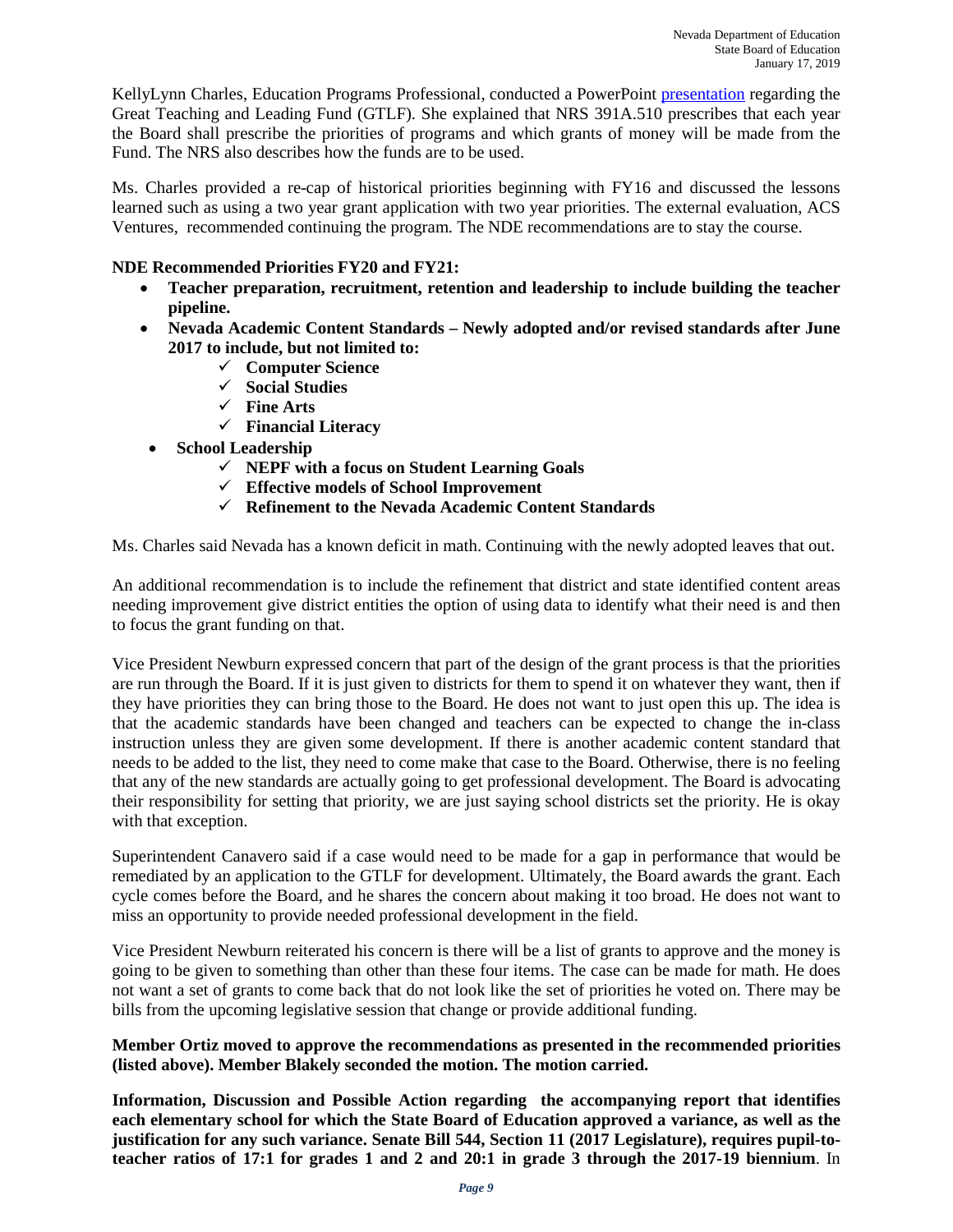KellyLynn Charles, Education Programs Professional, conducted a PowerPoint presentation regarding the Great Teaching and Leading Fund (GTLF). She explained that NRS 391A.510 prescribes that each year the Board shall prescribe the priorities of programs and which grants of money will be made from the Fund. The NRS also describes how the funds are to be used.

Ms. Charles provided a re-cap of historical priorities beginning with FY16 and discussed the lessons learned such as using a two year grant application with two year priorities. The external evaluation, ACS Ventures, recommended continuing the program. The NDE recommendations are to stay the course.

**NDE Recommended Priorities FY20 and FY21:**

- **Teacher preparation, recruitment, retention and leadership to include building the teacher pipeline.**
- **Nevada Academic Content Standards – Newly adopted and/or revised standards after June 2017 to include, but not limited to:**
  - ✓ **Computer Science**
  - ✓ **Social Studies**
  - ✓ **Fine Arts**
  - ✓ **Financial Literacy**
- **School Leadership**
  - ✓ **NEPF with a focus on Student Learning Goals**
  - ✓ **Effective models of School Improvement**
  - ✓ **Refinement to the Nevada Academic Content Standards**

Ms. Charles said Nevada has a known deficit in math. Continuing with the newly adopted leaves that out.

An additional recommendation is to include the refinement that district and state identified content areas needing improvement give district entities the option of using data to identify what their need is and then to focus the grant funding on that.

Vice President Newburn expressed concern that part of the design of the grant process is that the priorities are run through the Board. If it is just given to districts for them to spend it on whatever they want, then if they have priorities they can bring those to the Board. He does not want to just open this up. The idea is that the academic standards have been changed and teachers can be expected to change the in-class instruction unless they are given some development. If there is another academic content standard that needs to be added to the list, they need to come make that case to the Board. Otherwise, there is no feeling that any of the new standards are actually going to get professional development. The Board is advocating their responsibility for setting that priority, we are just saying school districts set the priority. He is okay with that exception.

Superintendent Canavero said if a case would need to be made for a gap in performance that would be remediated by an application to the GTLF for development. Ultimately, the Board awards the grant. Each cycle comes before the Board, and he shares the concern about making it too broad. He does not want to miss an opportunity to provide needed professional development in the field.

Vice President Newburn reiterated his concern is there will be a list of grants to approve and the money is going to be given to something than other than these four items. The case can be made for math. He does not want a set of grants to come back that do not look like the set of priorities he voted on. There may be bills from the upcoming legislative session that change or provide additional funding.

**Member Ortiz moved to approve the recommendations as presented in the recommended priorities (listed above). Member Blakely seconded the motion. The motion carried.**

**Information, Discussion and Possible Action regarding the accompanying report that identifies each elementary school for which the State Board of Education approved a variance, as well as the justification for any such variance. Senate Bill 544, Section 11 (2017 Legislature), requires pupil-to-teacher ratios of 17:1 for grades 1 and 2 and 20:1 in grade 3 through the 2017-19 biennium**. In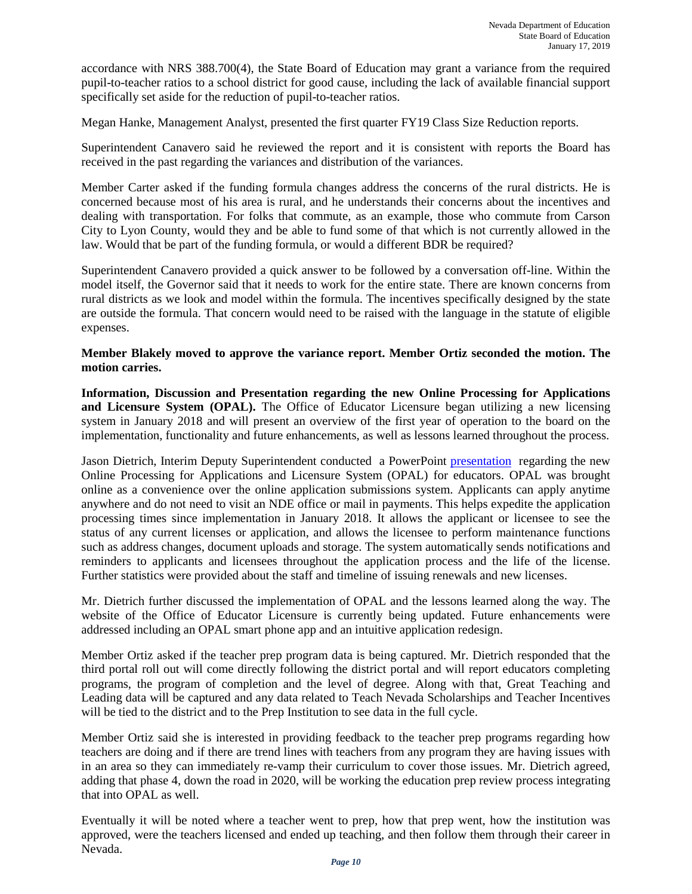accordance with NRS 388.700(4), the State Board of Education may grant a variance from the required pupil-to-teacher ratios to a school district for good cause, including the lack of available financial support specifically set aside for the reduction of pupil-to-teacher ratios.

Megan Hanke, Management Analyst, presented the first quarter FY19 Class Size Reduction reports.

Superintendent Canavero said he reviewed the report and it is consistent with reports the Board has received in the past regarding the variances and distribution of the variances.

Member Carter asked if the funding formula changes address the concerns of the rural districts. He is concerned because most of his area is rural, and he understands their concerns about the incentives and dealing with transportation. For folks that commute, as an example, those who commute from Carson City to Lyon County, would they and be able to fund some of that which is not currently allowed in the law. Would that be part of the funding formula, or would a different BDR be required?

Superintendent Canavero provided a quick answer to be followed by a conversation off-line. Within the model itself, the Governor said that it needs to work for the entire state. There are known concerns from rural districts as we look and model within the formula. The incentives specifically designed by the state are outside the formula. That concern would need to be raised with the language in the statute of eligible expenses.

**Member Blakely moved to approve the variance report. Member Ortiz seconded the motion. The motion carries.**

**Information, Discussion and Presentation regarding the new Online Processing for Applications and Licensure System (OPAL).** The Office of Educator Licensure began utilizing a new licensing system in January 2018 and will present an overview of the first year of operation to the board on the implementation, functionality and future enhancements, as well as lessons learned throughout the process.

Jason Dietrich, Interim Deputy Superintendent conducted a PowerPoint presentation regarding the new Online Processing for Applications and Licensure System (OPAL) for educators. OPAL was brought online as a convenience over the online application submissions system. Applicants can apply anytime anywhere and do not need to visit an NDE office or mail in payments. This helps expedite the application processing times since implementation in January 2018. It allows the applicant or licensee to see the status of any current licenses or application, and allows the licensee to perform maintenance functions such as address changes, document uploads and storage. The system automatically sends notifications and reminders to applicants and licensees throughout the application process and the life of the license. Further statistics were provided about the staff and timeline of issuing renewals and new licenses.

Mr. Dietrich further discussed the implementation of OPAL and the lessons learned along the way. The website of the Office of Educator Licensure is currently being updated. Future enhancements were addressed including an OPAL smart phone app and an intuitive application redesign.

Member Ortiz asked if the teacher prep program data is being captured. Mr. Dietrich responded that the third portal roll out will come directly following the district portal and will report educators completing programs, the program of completion and the level of degree. Along with that, Great Teaching and Leading data will be captured and any data related to Teach Nevada Scholarships and Teacher Incentives will be tied to the district and to the Prep Institution to see data in the full cycle.

Member Ortiz said she is interested in providing feedback to the teacher prep programs regarding how teachers are doing and if there are trend lines with teachers from any program they are having issues with in an area so they can immediately re-vamp their curriculum to cover those issues. Mr. Dietrich agreed, adding that phase 4, down the road in 2020, will be working the education prep review process integrating that into OPAL as well.

Eventually it will be noted where a teacher went to prep, how that prep went, how the institution was approved, were the teachers licensed and ended up teaching, and then follow them through their career in Nevada.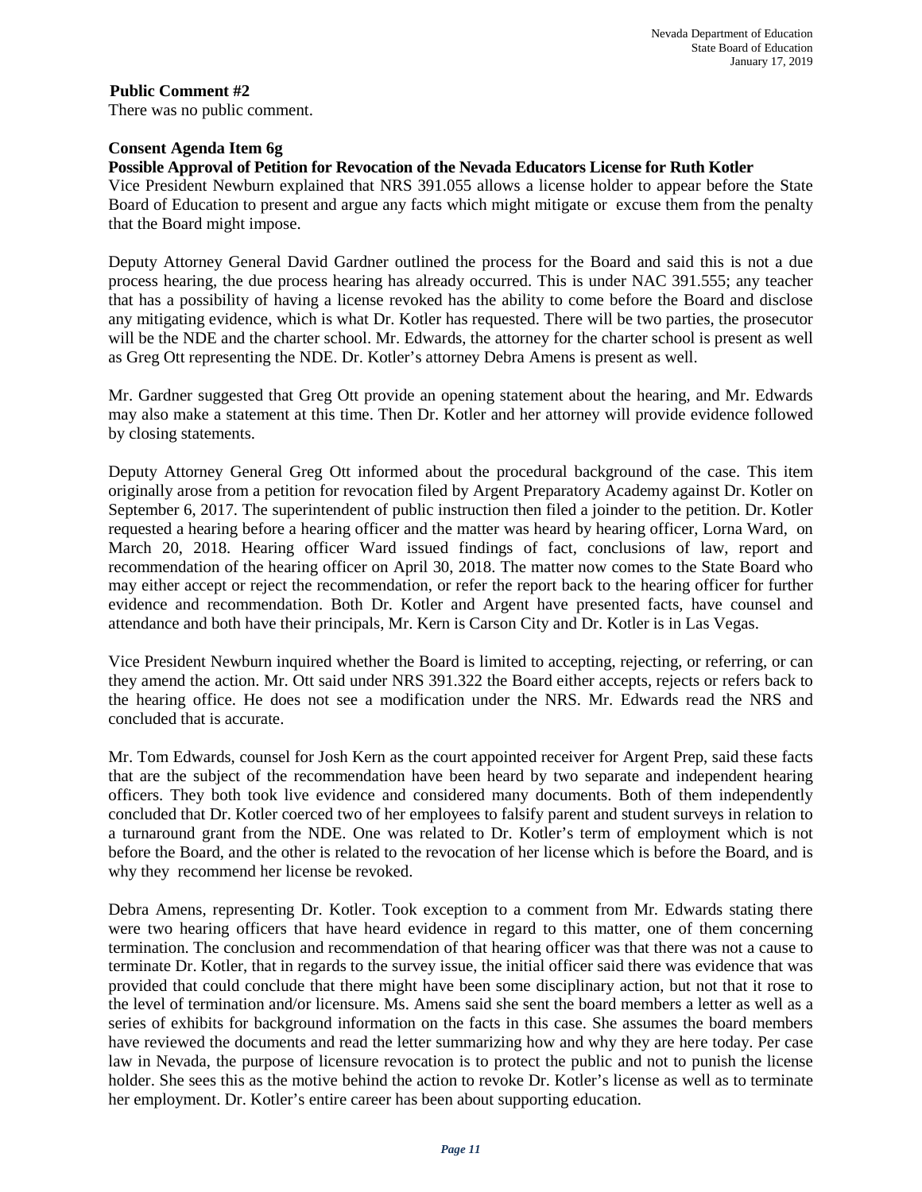**Public Comment #2**

There was no public comment.

**Consent Agenda Item 6g**

**Possible Approval of Petition for Revocation of the Nevada Educators License for Ruth Kotler**

Vice President Newburn explained that NRS 391.055 allows a license holder to appear before the State Board of Education to present and argue any facts which might mitigate or excuse them from the penalty that the Board might impose.

Deputy Attorney General David Gardner outlined the process for the Board and said this is not a due process hearing, the due process hearing has already occurred. This is under NAC 391.555; any teacher that has a possibility of having a license revoked has the ability to come before the Board and disclose any mitigating evidence, which is what Dr. Kotler has requested. There will be two parties, the prosecutor will be the NDE and the charter school. Mr. Edwards, the attorney for the charter school is present as well as Greg Ott representing the NDE. Dr. Kotler's attorney Debra Amens is present as well.

Mr. Gardner suggested that Greg Ott provide an opening statement about the hearing, and Mr. Edwards may also make a statement at this time. Then Dr. Kotler and her attorney will provide evidence followed by closing statements.

Deputy Attorney General Greg Ott informed about the procedural background of the case. This item originally arose from a petition for revocation filed by Argent Preparatory Academy against Dr. Kotler on September 6, 2017. The superintendent of public instruction then filed a joinder to the petition. Dr. Kotler requested a hearing before a hearing officer and the matter was heard by hearing officer, Lorna Ward, on March 20, 2018. Hearing officer Ward issued findings of fact, conclusions of law, report and recommendation of the hearing officer on April 30, 2018. The matter now comes to the State Board who may either accept or reject the recommendation, or refer the report back to the hearing officer for further evidence and recommendation. Both Dr. Kotler and Argent have presented facts, have counsel and attendance and both have their principals, Mr. Kern is Carson City and Dr. Kotler is in Las Vegas.

Vice President Newburn inquired whether the Board is limited to accepting, rejecting, or referring, or can they amend the action. Mr. Ott said under NRS 391.322 the Board either accepts, rejects or refers back to the hearing office. He does not see a modification under the NRS. Mr. Edwards read the NRS and concluded that is accurate.

Mr. Tom Edwards, counsel for Josh Kern as the court appointed receiver for Argent Prep, said these facts that are the subject of the recommendation have been heard by two separate and independent hearing officers. They both took live evidence and considered many documents. Both of them independently concluded that Dr. Kotler coerced two of her employees to falsify parent and student surveys in relation to a turnaround grant from the NDE. One was related to Dr. Kotler's term of employment which is not before the Board, and the other is related to the revocation of her license which is before the Board, and is why they recommend her license be revoked.

Debra Amens, representing Dr. Kotler. Took exception to a comment from Mr. Edwards stating there were two hearing officers that have heard evidence in regard to this matter, one of them concerning termination. The conclusion and recommendation of that hearing officer was that there was not a cause to terminate Dr. Kotler, that in regards to the survey issue, the initial officer said there was evidence that was provided that could conclude that there might have been some disciplinary action, but not that it rose to the level of termination and/or licensure. Ms. Amens said she sent the board members a letter as well as a series of exhibits for background information on the facts in this case. She assumes the board members have reviewed the documents and read the letter summarizing how and why they are here today. Per case law in Nevada, the purpose of licensure revocation is to protect the public and not to punish the license holder. She sees this as the motive behind the action to revoke Dr. Kotler's license as well as to terminate her employment. Dr. Kotler's entire career has been about supporting education.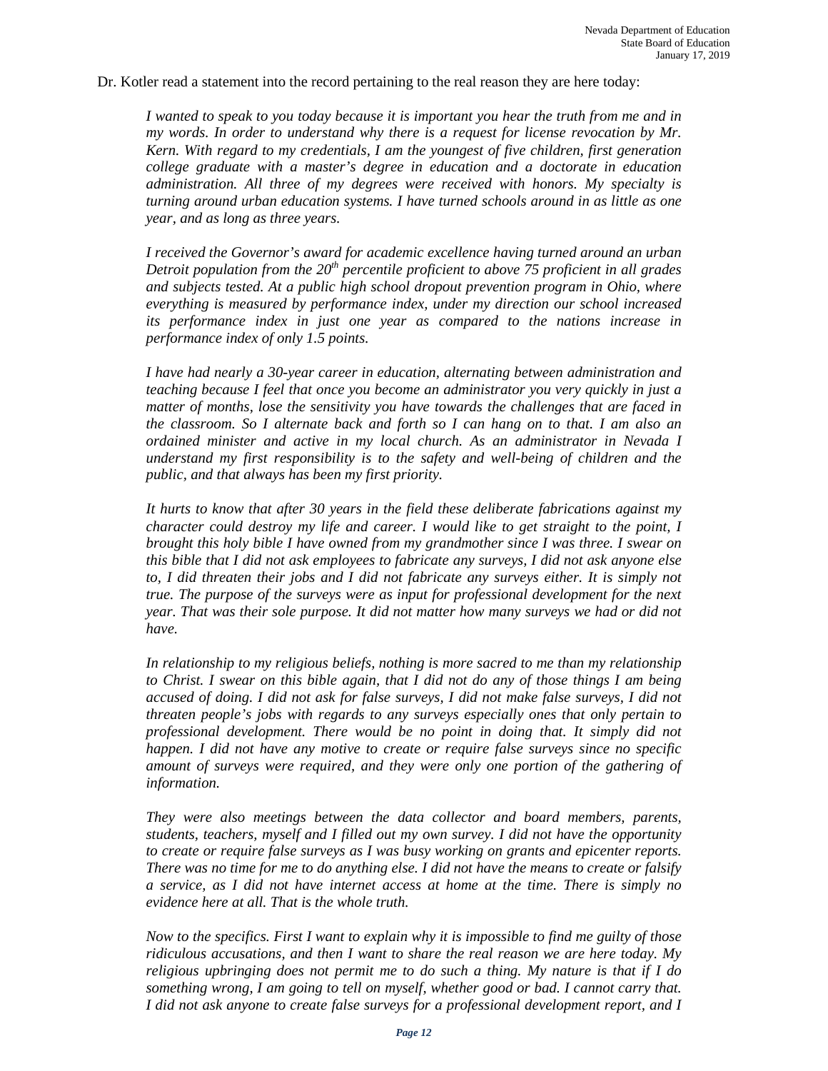Dr. Kotler read a statement into the record pertaining to the real reason they are here today:

> *I wanted to speak to you today because it is important you hear the truth from me and in my words. In order to understand why there is a request for license revocation by Mr. Kern. With regard to my credentials, I am the youngest of five children, first generation college graduate with a master's degree in education and a doctorate in education administration. All three of my degrees were received with honors. My specialty is turning around urban education systems. I have turned schools around in as little as one year, and as long as three years.*
>
> *I received the Governor's award for academic excellence having turned around an urban Detroit population from the 20th percentile proficient to above 75 proficient in all grades and subjects tested. At a public high school dropout prevention program in Ohio, where everything is measured by performance index, under my direction our school increased its performance index in just one year as compared to the nations increase in performance index of only 1.5 points.*
>
> *I have had nearly a 30-year career in education, alternating between administration and teaching because I feel that once you become an administrator you very quickly in just a matter of months, lose the sensitivity you have towards the challenges that are faced in the classroom. So I alternate back and forth so I can hang on to that. I am also an ordained minister and active in my local church. As an administrator in Nevada I understand my first responsibility is to the safety and well-being of children and the public, and that always has been my first priority.*
>
> *It hurts to know that after 30 years in the field these deliberate fabrications against my character could destroy my life and career. I would like to get straight to the point, I brought this holy bible I have owned from my grandmother since I was three. I swear on this bible that I did not ask employees to fabricate any surveys, I did not ask anyone else to, I did threaten their jobs and I did not fabricate any surveys either. It is simply not true. The purpose of the surveys were as input for professional development for the next year. That was their sole purpose. It did not matter how many surveys we had or did not have.*
>
> *In relationship to my religious beliefs, nothing is more sacred to me than my relationship to Christ. I swear on this bible again, that I did not do any of those things I am being accused of doing. I did not ask for false surveys, I did not make false surveys, I did not threaten people's jobs with regards to any surveys especially ones that only pertain to professional development. There would be no point in doing that. It simply did not happen. I did not have any motive to create or require false surveys since no specific amount of surveys were required, and they were only one portion of the gathering of information.*
>
> *They were also meetings between the data collector and board members, parents, students, teachers, myself and I filled out my own survey. I did not have the opportunity to create or require false surveys as I was busy working on grants and epicenter reports. There was no time for me to do anything else. I did not have the means to create or falsify a service, as I did not have internet access at home at the time. There is simply no evidence here at all. That is the whole truth.*
>
> *Now to the specifics. First I want to explain why it is impossible to find me guilty of those ridiculous accusations, and then I want to share the real reason we are here today. My religious upbringing does not permit me to do such a thing. My nature is that if I do something wrong, I am going to tell on myself, whether good or bad. I cannot carry that. I did not ask anyone to create false surveys for a professional development report, and I*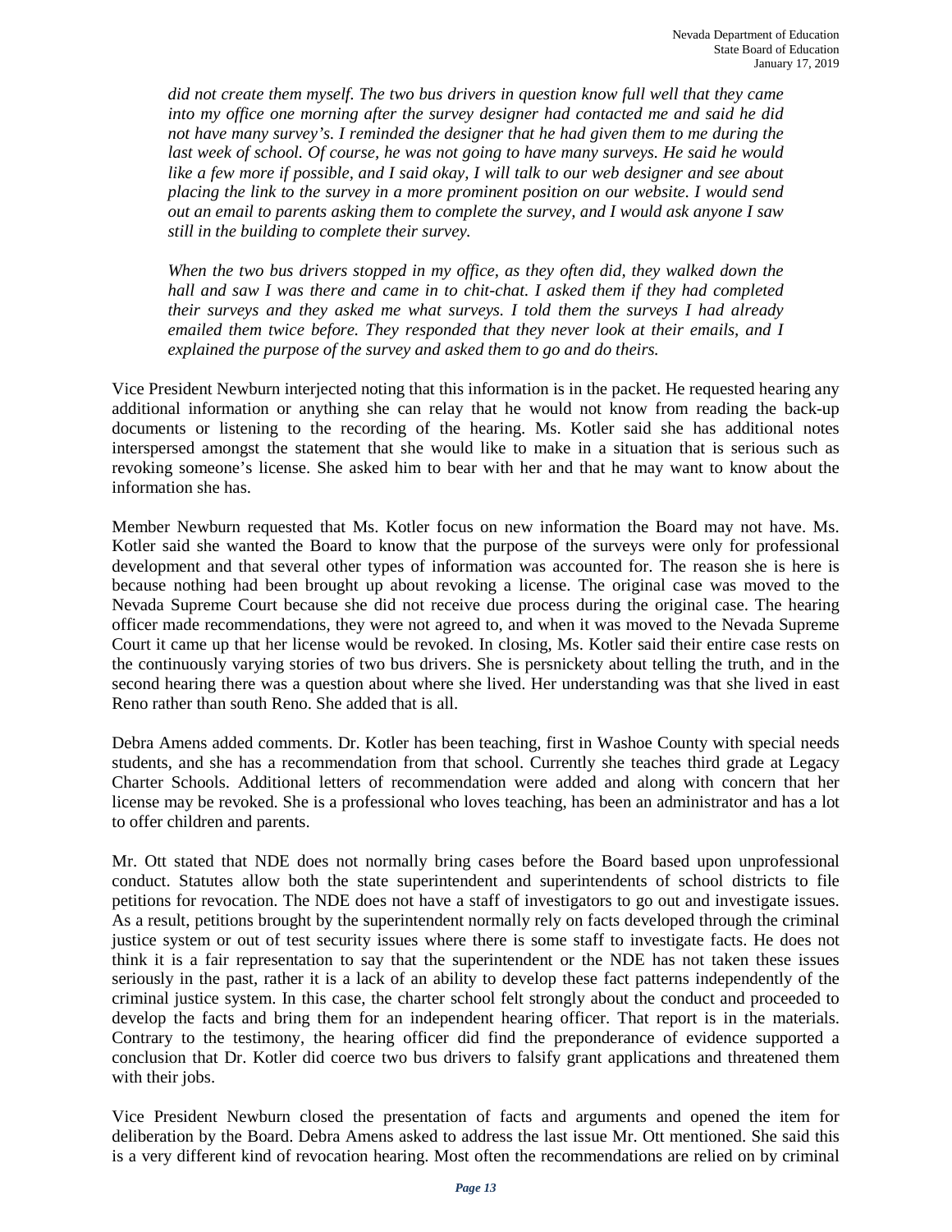*did not create them myself. The two bus drivers in question know full well that they came into my office one morning after the survey designer had contacted me and said he did not have many survey's. I reminded the designer that he had given them to me during the last week of school. Of course, he was not going to have many surveys. He said he would like a few more if possible, and I said okay, I will talk to our web designer and see about placing the link to the survey in a more prominent position on our website. I would send out an email to parents asking them to complete the survey, and I would ask anyone I saw still in the building to complete their survey.*

*When the two bus drivers stopped in my office, as they often did, they walked down the hall and saw I was there and came in to chit-chat. I asked them if they had completed their surveys and they asked me what surveys. I told them the surveys I had already emailed them twice before. They responded that they never look at their emails, and I explained the purpose of the survey and asked them to go and do theirs.*

Vice President Newburn interjected noting that this information is in the packet. He requested hearing any additional information or anything she can relay that he would not know from reading the back-up documents or listening to the recording of the hearing. Ms. Kotler said she has additional notes interspersed amongst the statement that she would like to make in a situation that is serious such as revoking someone's license. She asked him to bear with her and that he may want to know about the information she has.

Member Newburn requested that Ms. Kotler focus on new information the Board may not have. Ms. Kotler said she wanted the Board to know that the purpose of the surveys were only for professional development and that several other types of information was accounted for. The reason she is here is because nothing had been brought up about revoking a license. The original case was moved to the Nevada Supreme Court because she did not receive due process during the original case. The hearing officer made recommendations, they were not agreed to, and when it was moved to the Nevada Supreme Court it came up that her license would be revoked. In closing, Ms. Kotler said their entire case rests on the continuously varying stories of two bus drivers. She is persnickety about telling the truth, and in the second hearing there was a question about where she lived. Her understanding was that she lived in east Reno rather than south Reno. She added that is all.

Debra Amens added comments. Dr. Kotler has been teaching, first in Washoe County with special needs students, and she has a recommendation from that school. Currently she teaches third grade at Legacy Charter Schools. Additional letters of recommendation were added and along with concern that her license may be revoked. She is a professional who loves teaching, has been an administrator and has a lot to offer children and parents.

Mr. Ott stated that NDE does not normally bring cases before the Board based upon unprofessional conduct. Statutes allow both the state superintendent and superintendents of school districts to file petitions for revocation. The NDE does not have a staff of investigators to go out and investigate issues. As a result, petitions brought by the superintendent normally rely on facts developed through the criminal justice system or out of test security issues where there is some staff to investigate facts. He does not think it is a fair representation to say that the superintendent or the NDE has not taken these issues seriously in the past, rather it is a lack of an ability to develop these fact patterns independently of the criminal justice system. In this case, the charter school felt strongly about the conduct and proceeded to develop the facts and bring them for an independent hearing officer. That report is in the materials. Contrary to the testimony, the hearing officer did find the preponderance of evidence supported a conclusion that Dr. Kotler did coerce two bus drivers to falsify grant applications and threatened them with their jobs.

Vice President Newburn closed the presentation of facts and arguments and opened the item for deliberation by the Board. Debra Amens asked to address the last issue Mr. Ott mentioned. She said this is a very different kind of revocation hearing. Most often the recommendations are relied on by criminal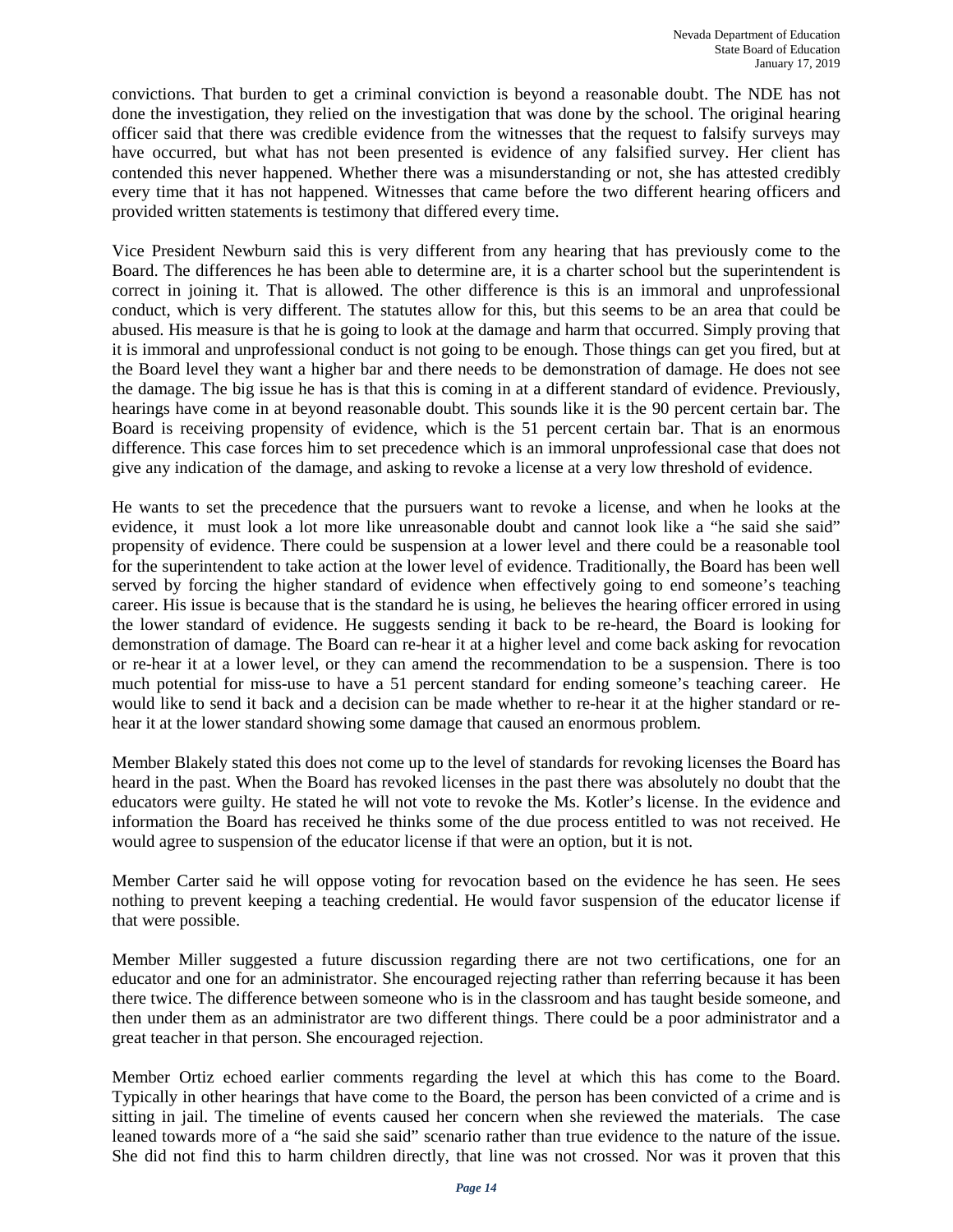convictions. That burden to get a criminal conviction is beyond a reasonable doubt. The NDE has not done the investigation, they relied on the investigation that was done by the school. The original hearing officer said that there was credible evidence from the witnesses that the request to falsify surveys may have occurred, but what has not been presented is evidence of any falsified survey. Her client has contended this never happened. Whether there was a misunderstanding or not, she has attested credibly every time that it has not happened. Witnesses that came before the two different hearing officers and provided written statements is testimony that differed every time.

Vice President Newburn said this is very different from any hearing that has previously come to the Board. The differences he has been able to determine are, it is a charter school but the superintendent is correct in joining it. That is allowed. The other difference is this is an immoral and unprofessional conduct, which is very different. The statutes allow for this, but this seems to be an area that could be abused. His measure is that he is going to look at the damage and harm that occurred. Simply proving that it is immoral and unprofessional conduct is not going to be enough. Those things can get you fired, but at the Board level they want a higher bar and there needs to be demonstration of damage. He does not see the damage. The big issue he has is that this is coming in at a different standard of evidence. Previously, hearings have come in at beyond reasonable doubt. This sounds like it is the 90 percent certain bar. The Board is receiving propensity of evidence, which is the 51 percent certain bar. That is an enormous difference. This case forces him to set precedence which is an immoral unprofessional case that does not give any indication of the damage, and asking to revoke a license at a very low threshold of evidence.

He wants to set the precedence that the pursuers want to revoke a license, and when he looks at the evidence, it must look a lot more like unreasonable doubt and cannot look like a "he said she said" propensity of evidence. There could be suspension at a lower level and there could be a reasonable tool for the superintendent to take action at the lower level of evidence. Traditionally, the Board has been well served by forcing the higher standard of evidence when effectively going to end someone's teaching career. His issue is because that is the standard he is using, he believes the hearing officer errored in using the lower standard of evidence. He suggests sending it back to be re-heard, the Board is looking for demonstration of damage. The Board can re-hear it at a higher level and come back asking for revocation or re-hear it at a lower level, or they can amend the recommendation to be a suspension. There is too much potential for miss-use to have a 51 percent standard for ending someone's teaching career. He would like to send it back and a decision can be made whether to re-hear it at the higher standard or re-hear it at the lower standard showing some damage that caused an enormous problem.

Member Blakely stated this does not come up to the level of standards for revoking licenses the Board has heard in the past. When the Board has revoked licenses in the past there was absolutely no doubt that the educators were guilty. He stated he will not vote to revoke the Ms. Kotler's license. In the evidence and information the Board has received he thinks some of the due process entitled to was not received. He would agree to suspension of the educator license if that were an option, but it is not.

Member Carter said he will oppose voting for revocation based on the evidence he has seen. He sees nothing to prevent keeping a teaching credential. He would favor suspension of the educator license if that were possible.

Member Miller suggested a future discussion regarding there are not two certifications, one for an educator and one for an administrator. She encouraged rejecting rather than referring because it has been there twice. The difference between someone who is in the classroom and has taught beside someone, and then under them as an administrator are two different things. There could be a poor administrator and a great teacher in that person. She encouraged rejection.

Member Ortiz echoed earlier comments regarding the level at which this has come to the Board. Typically in other hearings that have come to the Board, the person has been convicted of a crime and is sitting in jail. The timeline of events caused her concern when she reviewed the materials. The case leaned towards more of a "he said she said" scenario rather than true evidence to the nature of the issue. She did not find this to harm children directly, that line was not crossed. Nor was it proven that this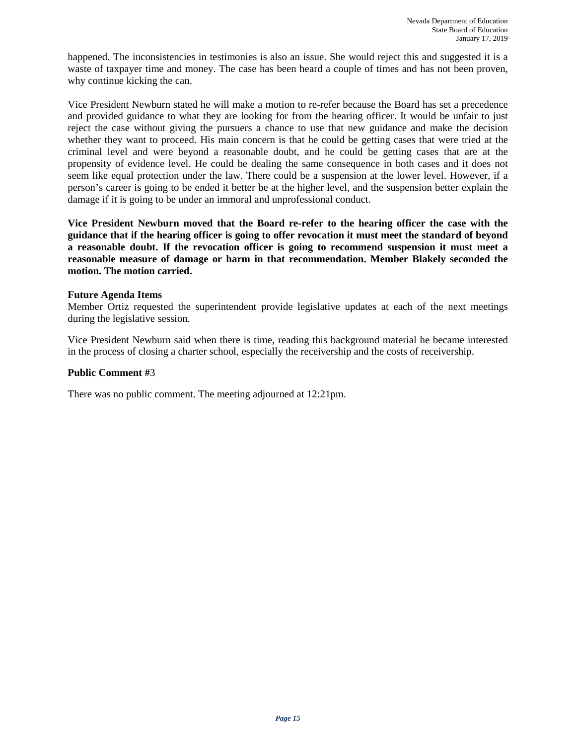happened. The inconsistencies in testimonies is also an issue. She would reject this and suggested it is a waste of taxpayer time and money. The case has been heard a couple of times and has not been proven, why continue kicking the can.

Vice President Newburn stated he will make a motion to re-refer because the Board has set a precedence and provided guidance to what they are looking for from the hearing officer. It would be unfair to just reject the case without giving the pursuers a chance to use that new guidance and make the decision whether they want to proceed. His main concern is that he could be getting cases that were tried at the criminal level and were beyond a reasonable doubt, and he could be getting cases that are at the propensity of evidence level. He could be dealing the same consequence in both cases and it does not seem like equal protection under the law. There could be a suspension at the lower level. However, if a person's career is going to be ended it better be at the higher level, and the suspension better explain the damage if it is going to be under an immoral and unprofessional conduct.

**Vice President Newburn moved that the Board re-refer to the hearing officer the case with the guidance that if the hearing officer is going to offer revocation it must meet the standard of beyond a reasonable doubt. If the revocation officer is going to recommend suspension it must meet a reasonable measure of damage or harm in that recommendation. Member Blakely seconded the motion. The motion carried.**

**Future Agenda Items**

Member Ortiz requested the superintendent provide legislative updates at each of the next meetings during the legislative session.

Vice President Newburn said when there is time, reading this background material he became interested in the process of closing a charter school, especially the receivership and the costs of receivership.

**Public Comment #**3

There was no public comment. The meeting adjourned at 12:21pm.